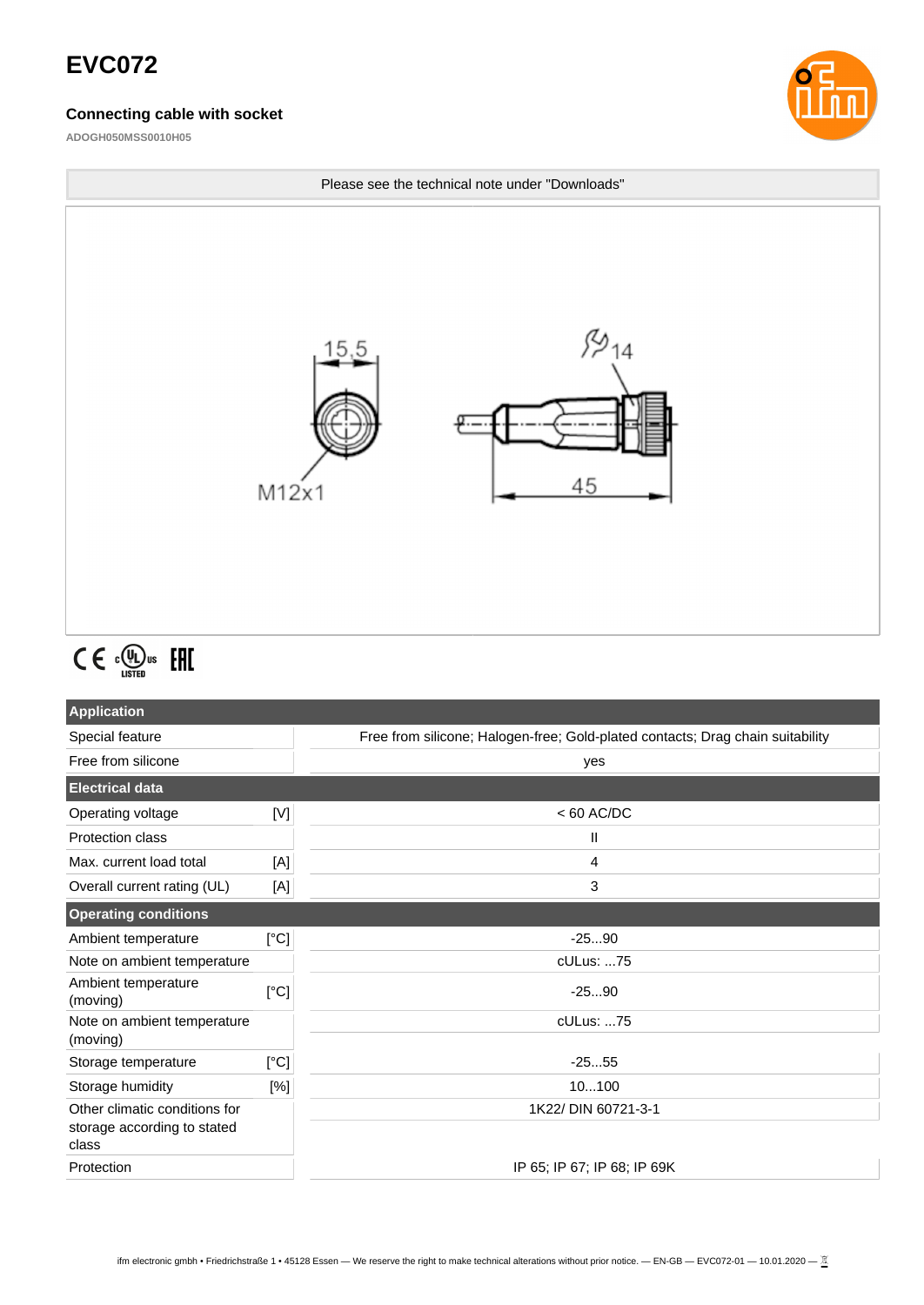# EVC072

## Connecting cable with socket

ADOGH050MSS0010H05

Please see the technical note under "Downloads"

15,5

M12x1

14

45

| | | |
|---|---|---|
| **Application** | | |
| Special feature | | Free from silicone; Halogen-free; Gold-plated contacts; Drag chain suitability |
| Free from silicone | | yes |
| **Electrical data** | | |
| Operating voltage | [V] | < 60 AC/DC |
| Protection class | | II |
| Max. current load total | [A] | 4 |
| Overall current rating (UL) | [A] | 3 |
| **Operating conditions** | | |
| Ambient temperature | [°C] | -25...90 |
| Note on ambient temperature | | cULus: ...75 |
| Ambient temperature (moving) | [°C] | -25...90 |
| Note on ambient temperature (moving) | | cULus: ...75 |
| Storage temperature | [°C] | -25...55 |
| Storage humidity | [%] | 10...100 |
| Other climatic conditions for storage according to stated class | | 1K22/ DIN 60721-3-1 |
| Protection | | IP 65; IP 67; IP 68; IP 69K |

ifm electronic gmbh • Friedrichstraße 1 • 45128 Essen — We reserve the right to make technical alterations without prior notice. — EN-GB — EVC072-01 — 10.01.2020 —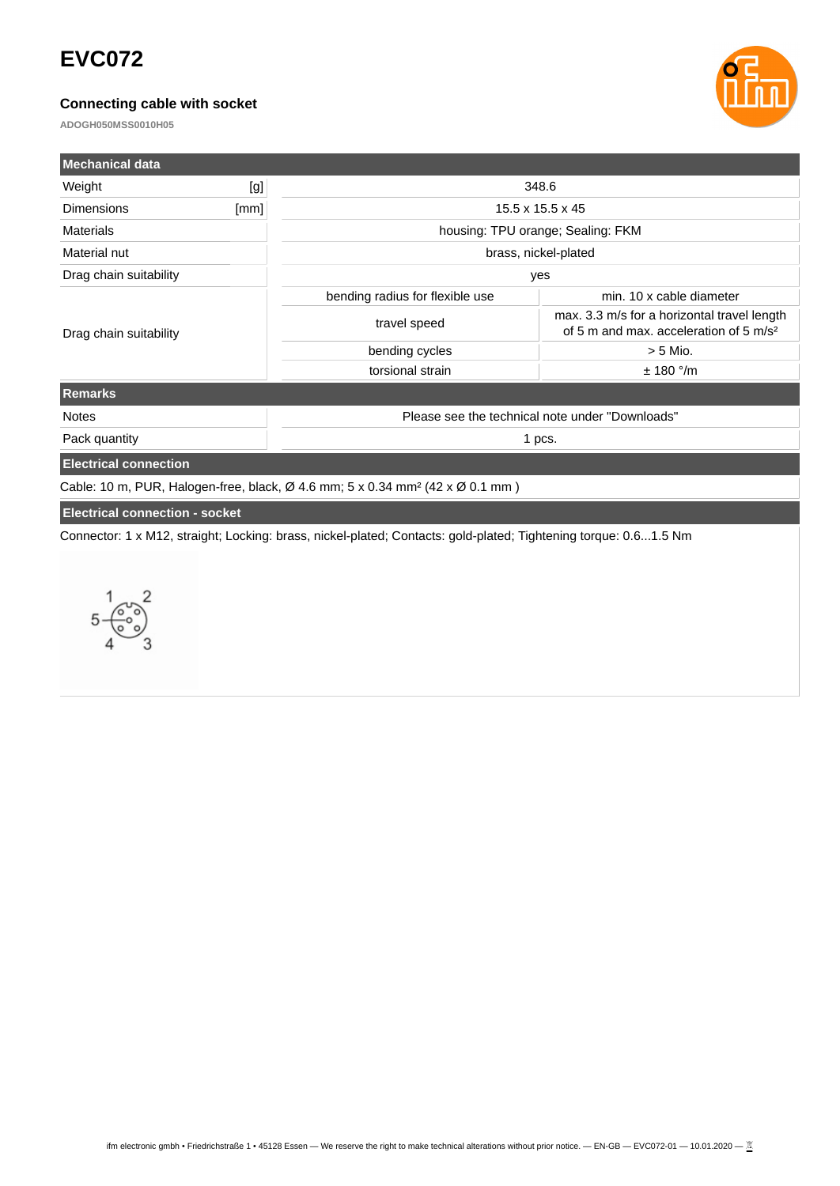# EVC072

### Connecting cable with socket

**ADOGH050MSS0010H05**

| Mechanical data | | | |
|---|---|---|---|
| Weight | [g] | 348.6 | |
| Dimensions | [mm] | 15.5 x 15.5 x 45 | |
| Materials | | housing: TPU orange; Sealing: FKM | |
| Material nut | | brass, nickel-plated | |
| Drag chain suitability | | yes | |
| Drag chain suitability | | bending radius for flexible use | min. 10 x cable diameter |
| | | travel speed | max. 3.3 m/s for a horizontal travel length of 5 m and max. acceleration of 5 m/s² |
| | | bending cycles | > 5 Mio. |
| | | torsional strain | ± 180 °/m |

| Remarks | |
|---|---|
| Notes | Please see the technical note under "Downloads" |
| Pack quantity | 1 pcs. |

**Electrical connection**

Cable: 10 m, PUR, Halogen-free, black, Ø 4.6 mm; 5 x 0.34 mm² (42 x Ø 0.1 mm )

**Electrical connection - socket**

Connector: 1 x M12, straight; Locking: brass, nickel-plated; Contacts: gold-plated; Tightening torque: 0.6...1.5 Nm

1 2
5
4 3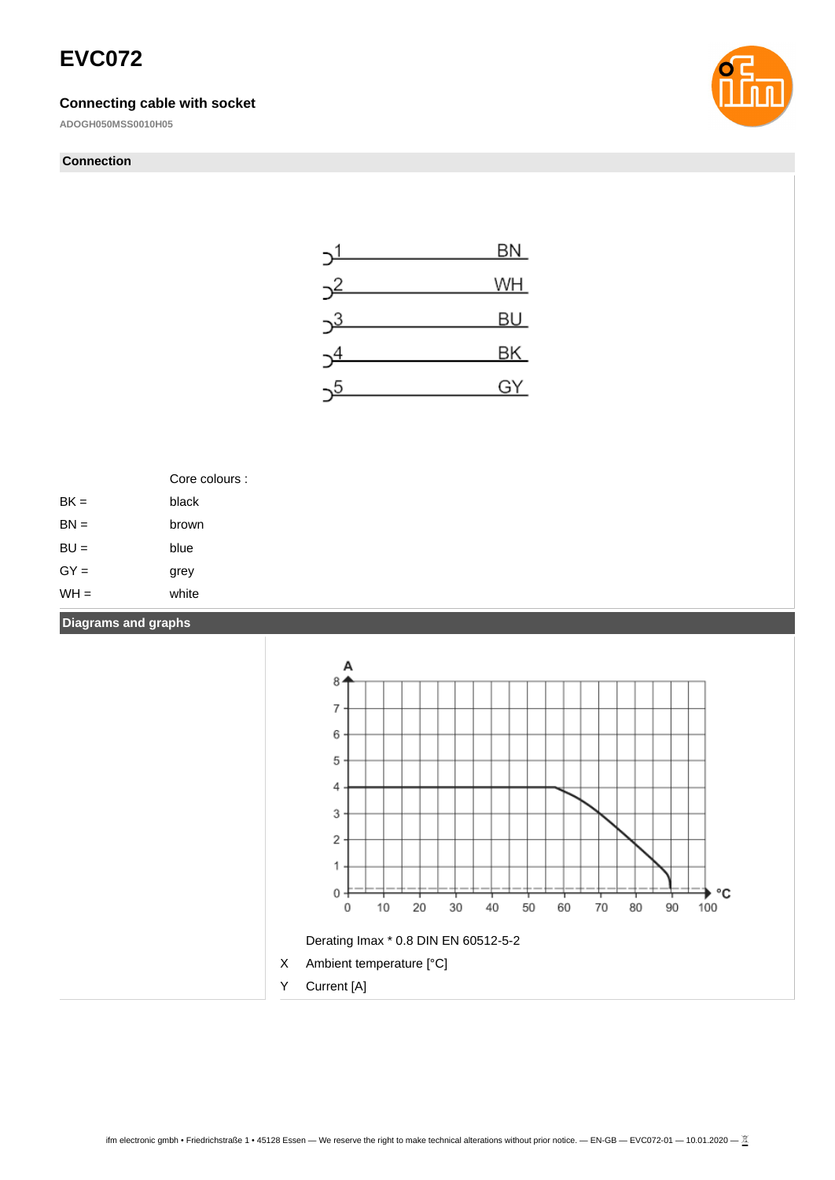# EVC072

**Connecting cable with socket**

**ADOGH050MSS0010H05**

## Connection

1 BN

2 WH

3 BU

4 BK

5 GY

| | Core colours : |
|---|---|
| BK = | black |
| BN = | brown |
| BU = | blue |
| GY = | grey |
| WH = | white |

## Diagrams and graphs

A

8

7

6

5

4

3

2

1

0

0 10 20 30 40 50 60 70 80 90 100

°C

Derating Imax * 0.8 DIN EN 60512-5-2

X Ambient temperature [°C]

Y Current [A]